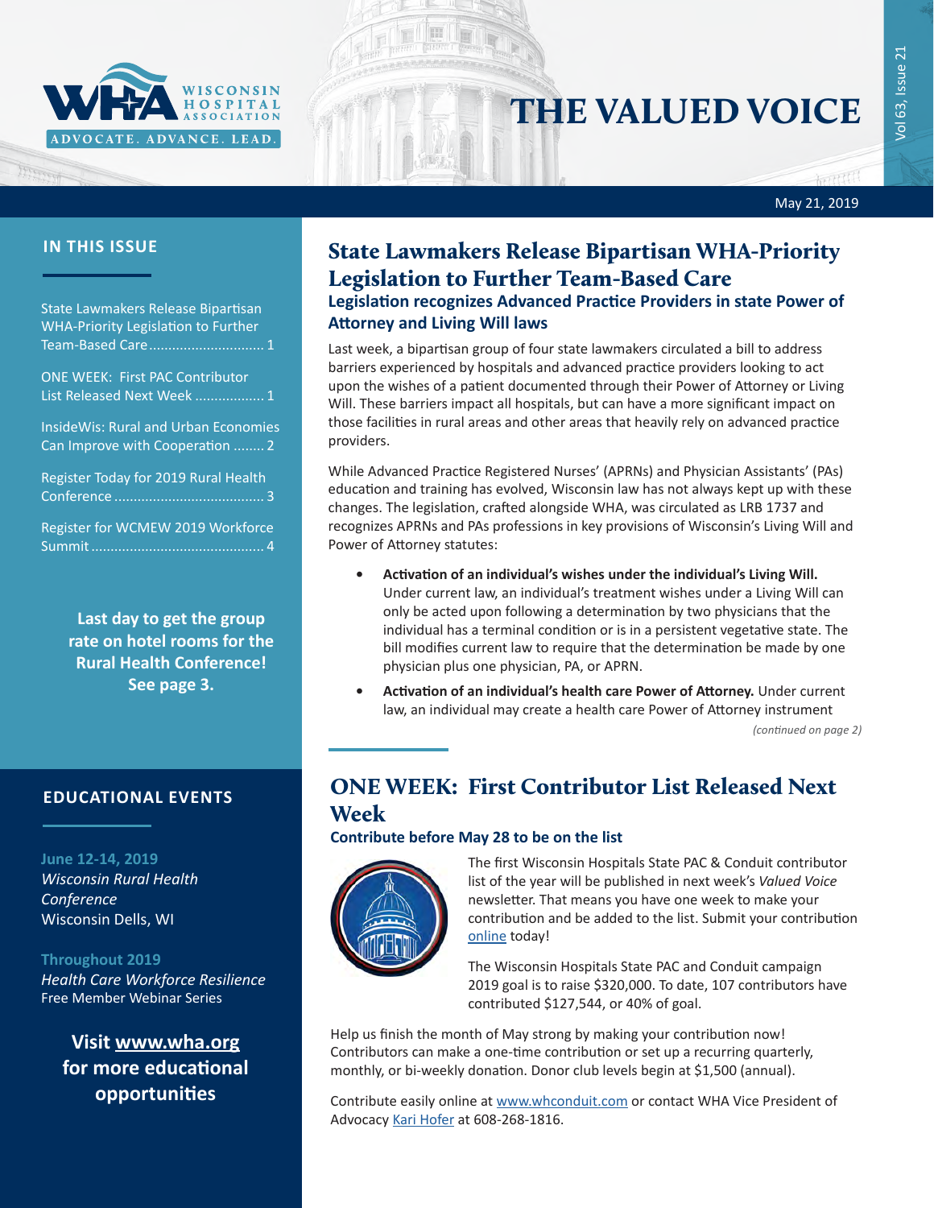# THE VALUED VOICE

May 21, 2019

## IN THIS ISSUE

State Lawmakers Release Bipartisan WHA-Priority Legislation to Further Team-Based Care ............................ 1

ONE WEEK: First PAC Contributor List Released Next Week ................. 1

InsideWis: Rural and Urban Economies Can Improve with Cooperation ........ 2

Register Today for 2019 Rural Health Conference ...................................... 3

Register for WCMEW 2019 Workforce Summit ............................................ 4

**Last day to get the group rate on hotel rooms for the Rural Health Conference! See page 3.**

## EDUCATIONAL EVENTS

**June 12-14, 2019**
*Wisconsin Rural Health Conference*
Wisconsin Dells, WI

**Throughout 2019**
*Health Care Workforce Resilience*
Free Member Webinar Series

**Visit www.wha.org for more educational opportunities**

## State Lawmakers Release Bipartisan WHA-Priority Legislation to Further Team-Based Care

### Legislation recognizes Advanced Practice Providers in state Power of Attorney and Living Will laws

Last week, a bipartisan group of four state lawmakers circulated a bill to address barriers experienced by hospitals and advanced practice providers looking to act upon the wishes of a patient documented through their Power of Attorney or Living Will. These barriers impact all hospitals, but can have a more significant impact on those facilities in rural areas and other areas that heavily rely on advanced practice providers.

While Advanced Practice Registered Nurses' (APRNs) and Physician Assistants' (PAs) education and training has evolved, Wisconsin law has not always kept up with these changes. The legislation, crafted alongside WHA, was circulated as LRB 1737 and recognizes APRNs and PAs professions in key provisions of Wisconsin's Living Will and Power of Attorney statutes:

- **Activation of an individual's wishes under the individual's Living Will.** Under current law, an individual's treatment wishes under a Living Will can only be acted upon following a determination by two physicians that the individual has a terminal condition or is in a persistent vegetative state. The bill modifies current law to require that the determination be made by one physician plus one physician, PA, or APRN.
- **Activation of an individual's health care Power of Attorney.** Under current law, an individual may create a health care Power of Attorney instrument

*(continued on page 2)*

## ONE WEEK: First Contributor List Released Next Week

### Contribute before May 28 to be on the list

The first Wisconsin Hospitals State PAC & Conduit contributor list of the year will be published in next week's *Valued Voice* newsletter. That means you have one week to make your contribution and be added to the list. Submit your contribution online today!

The Wisconsin Hospitals State PAC and Conduit campaign 2019 goal is to raise $320,000. To date, 107 contributors have contributed $127,544, or 40% of goal.

Help us finish the month of May strong by making your contribution now! Contributors can make a one-time contribution or set up a recurring quarterly, monthly, or bi-weekly donation. Donor club levels begin at $1,500 (annual).

Contribute easily online at www.whconduit.com or contact WHA Vice President of Advocacy Kari Hofer at 608-268-1816.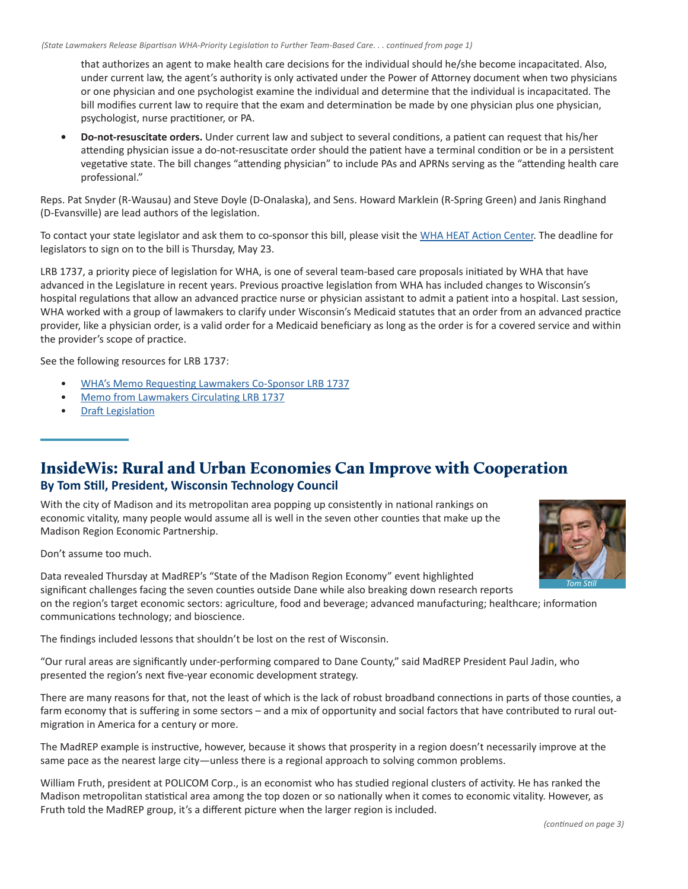*(State Lawmakers Release Bipartisan WHA-Priority Legislation to Further Team-Based Care. . . continued from page 1)*

that authorizes an agent to make health care decisions for the individual should he/she become incapacitated. Also, under current law, the agent's authority is only activated under the Power of Attorney document when two physicians or one physician and one psychologist examine the individual and determine that the individual is incapacitated. The bill modifies current law to require that the exam and determination be made by one physician plus one physician, psychologist, nurse practitioner, or PA.

- **Do-not-resuscitate orders.** Under current law and subject to several conditions, a patient can request that his/her attending physician issue a do-not-resuscitate order should the patient have a terminal condition or be in a persistent vegetative state. The bill changes "attending physician" to include PAs and APRNs serving as the "attending health care professional."

Reps. Pat Snyder (R-Wausau) and Steve Doyle (D-Onalaska), and Sens. Howard Marklein (R-Spring Green) and Janis Ringhand (D-Evansville) are lead authors of the legislation.

To contact your state legislator and ask them to co-sponsor this bill, please visit the WHA HEAT Action Center. The deadline for legislators to sign on to the bill is Thursday, May 23.

LRB 1737, a priority piece of legislation for WHA, is one of several team-based care proposals initiated by WHA that have advanced in the Legislature in recent years. Previous proactive legislation from WHA has included changes to Wisconsin's hospital regulations that allow an advanced practice nurse or physician assistant to admit a patient into a hospital. Last session, WHA worked with a group of lawmakers to clarify under Wisconsin's Medicaid statutes that an order from an advanced practice provider, like a physician order, is a valid order for a Medicaid beneficiary as long as the order is for a covered service and within the provider's scope of practice.

See the following resources for LRB 1737:

- WHA's Memo Requesting Lawmakers Co-Sponsor LRB 1737
- Memo from Lawmakers Circulating LRB 1737
- Draft Legislation

## InsideWis: Rural and Urban Economies Can Improve with Cooperation

### By Tom Still, President, Wisconsin Technology Council

With the city of Madison and its metropolitan area popping up consistently in national rankings on economic vitality, many people would assume all is well in the seven other counties that make up the Madison Region Economic Partnership.

Don't assume too much.

Tom Still

Data revealed Thursday at MadREP's "State of the Madison Region Economy" event highlighted significant challenges facing the seven counties outside Dane while also breaking down research reports on the region's target economic sectors: agriculture, food and beverage; advanced manufacturing; healthcare; information communications technology; and bioscience.

The findings included lessons that shouldn't be lost on the rest of Wisconsin.

"Our rural areas are significantly under-performing compared to Dane County," said MadREP President Paul Jadin, who presented the region's next five-year economic development strategy.

There are many reasons for that, not the least of which is the lack of robust broadband connections in parts of those counties, a farm economy that is suffering in some sectors – and a mix of opportunity and social factors that have contributed to rural out-migration in America for a century or more.

The MadREP example is instructive, however, because it shows that prosperity in a region doesn't necessarily improve at the same pace as the nearest large city—unless there is a regional approach to solving common problems.

William Fruth, president at POLICOM Corp., is an economist who has studied regional clusters of activity. He has ranked the Madison metropolitan statistical area among the top dozen or so nationally when it comes to economic vitality. However, as Fruth told the MadREP group, it's a different picture when the larger region is included.

*(continued on page 3)*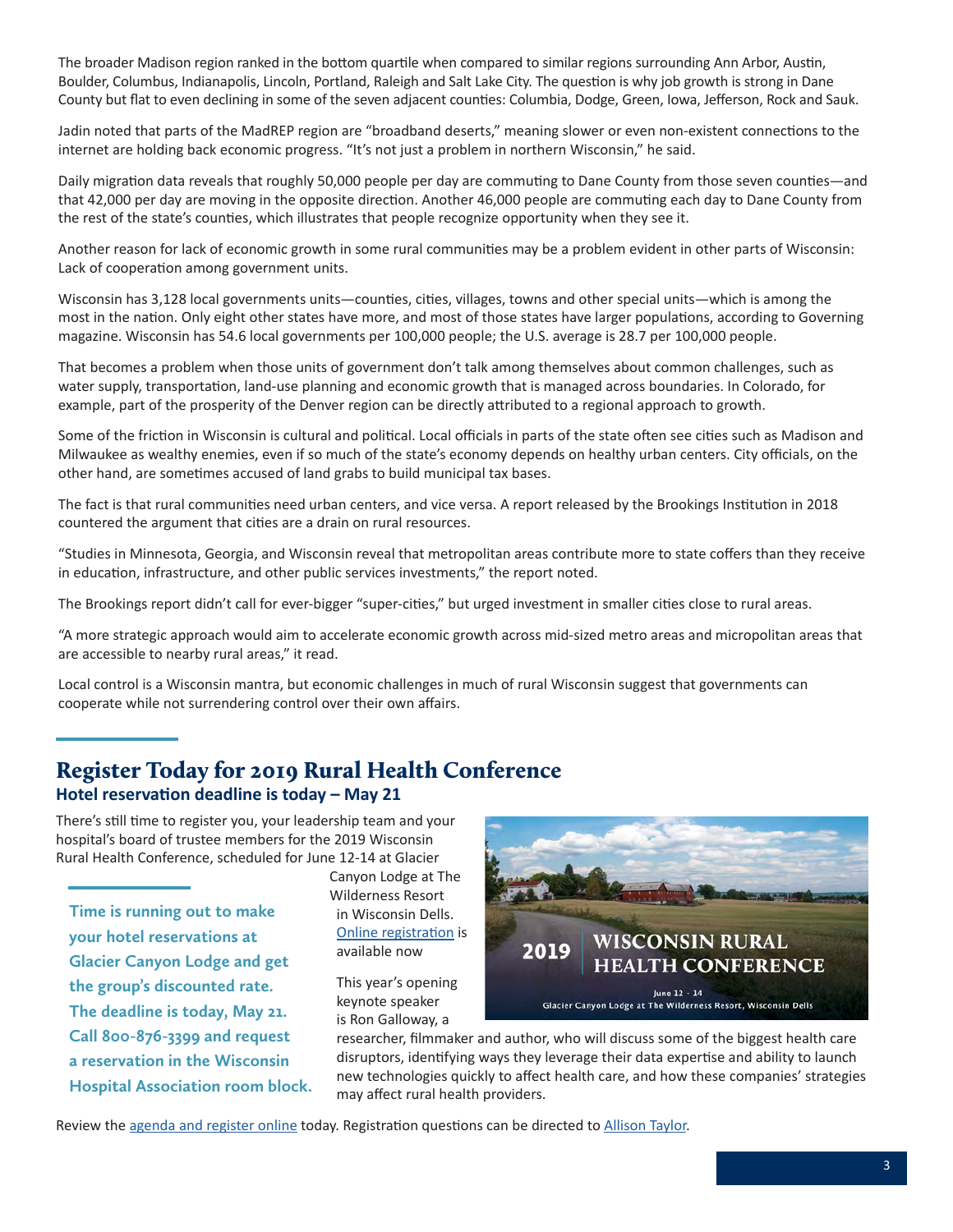The broader Madison region ranked in the bottom quartile when compared to similar regions surrounding Ann Arbor, Austin, Boulder, Columbus, Indianapolis, Lincoln, Portland, Raleigh and Salt Lake City. The question is why job growth is strong in Dane County but flat to even declining in some of the seven adjacent counties: Columbia, Dodge, Green, Iowa, Jefferson, Rock and Sauk.

Jadin noted that parts of the MadREP region are "broadband deserts," meaning slower or even non-existent connections to the internet are holding back economic progress. "It's not just a problem in northern Wisconsin," he said.

Daily migration data reveals that roughly 50,000 people per day are commuting to Dane County from those seven counties—and that 42,000 per day are moving in the opposite direction. Another 46,000 people are commuting each day to Dane County from the rest of the state's counties, which illustrates that people recognize opportunity when they see it.

Another reason for lack of economic growth in some rural communities may be a problem evident in other parts of Wisconsin: Lack of cooperation among government units.

Wisconsin has 3,128 local governments units—counties, cities, villages, towns and other special units—which is among the most in the nation. Only eight other states have more, and most of those states have larger populations, according to Governing magazine. Wisconsin has 54.6 local governments per 100,000 people; the U.S. average is 28.7 per 100,000 people.

That becomes a problem when those units of government don't talk among themselves about common challenges, such as water supply, transportation, land-use planning and economic growth that is managed across boundaries. In Colorado, for example, part of the prosperity of the Denver region can be directly attributed to a regional approach to growth.

Some of the friction in Wisconsin is cultural and political. Local officials in parts of the state often see cities such as Madison and Milwaukee as wealthy enemies, even if so much of the state's economy depends on healthy urban centers. City officials, on the other hand, are sometimes accused of land grabs to build municipal tax bases.

The fact is that rural communities need urban centers, and vice versa. A report released by the Brookings Institution in 2018 countered the argument that cities are a drain on rural resources.

"Studies in Minnesota, Georgia, and Wisconsin reveal that metropolitan areas contribute more to state coffers than they receive in education, infrastructure, and other public services investments," the report noted.

The Brookings report didn't call for ever-bigger "super-cities," but urged investment in smaller cities close to rural areas.

"A more strategic approach would aim to accelerate economic growth across mid-sized metro areas and micropolitan areas that are accessible to nearby rural areas," it read.

Local control is a Wisconsin mantra, but economic challenges in much of rural Wisconsin suggest that governments can cooperate while not surrendering control over their own affairs.

## Register Today for 2019 Rural Health Conference

**Hotel reservation deadline is today – May 21**

There's still time to register you, your leadership team and your hospital's board of trustee members for the 2019 Wisconsin Rural Health Conference, scheduled for June 12-14 at Glacier Canyon Lodge at The Wilderness Resort in Wisconsin Dells. Online registration is available now

**Time is running out to make your hotel reservations at Glacier Canyon Lodge and get the group's discounted rate. The deadline is today, May 21. Call 800-876-3399 and request a reservation in the Wisconsin Hospital Association room block.**

2019 WISCONSIN RURAL HEALTH CONFERENCE
June 12 - 14
Glacier Canyon Lodge at The Wilderness Resort, Wisconsin Dells

This year's opening keynote speaker is Ron Galloway, a researcher, filmmaker and author, who will discuss some of the biggest health care disruptors, identifying ways they leverage their data expertise and ability to launch new technologies quickly to affect health care, and how these companies' strategies may affect rural health providers.

Review the agenda and register online today. Registration questions can be directed to Allison Taylor.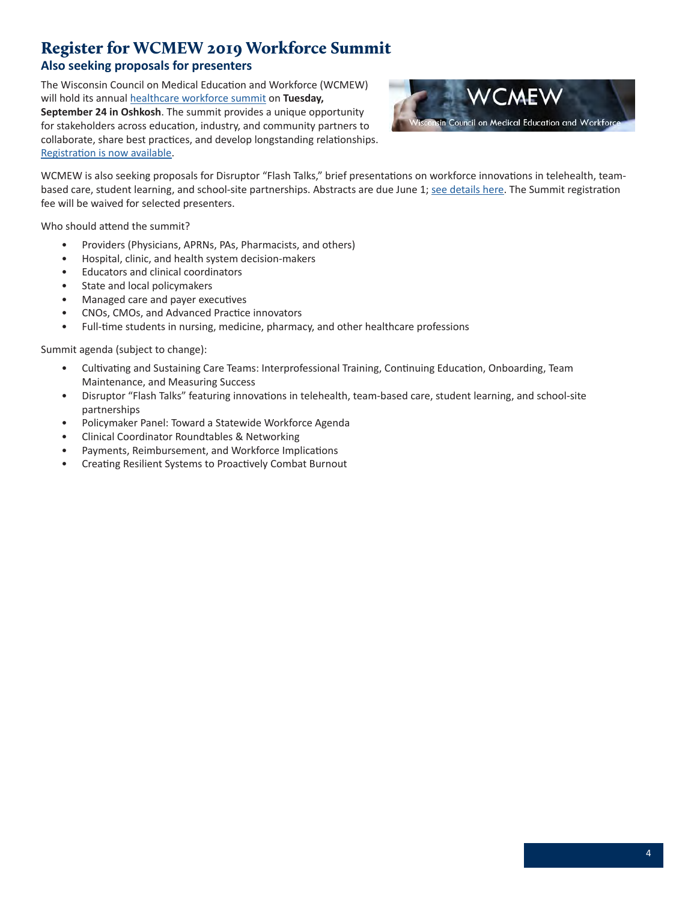# Register for WCMEW 2019 Workforce Summit

## Also seeking proposals for presenters

The Wisconsin Council on Medical Education and Workforce (WCMEW) will hold its annual healthcare workforce summit on **Tuesday, September 24 in Oshkosh**. The summit provides a unique opportunity for stakeholders across education, industry, and community partners to collaborate, share best practices, and develop longstanding relationships. Registration is now available.

WCMEW is also seeking proposals for Disruptor "Flash Talks," brief presentations on workforce innovations in telehealth, team-based care, student learning, and school-site partnerships. Abstracts are due June 1; see details here. The Summit registration fee will be waived for selected presenters.

Who should attend the summit?

- Providers (Physicians, APRNs, PAs, Pharmacists, and others)
- Hospital, clinic, and health system decision-makers
- Educators and clinical coordinators
- State and local policymakers
- Managed care and payer executives
- CNOs, CMOs, and Advanced Practice innovators
- Full-time students in nursing, medicine, pharmacy, and other healthcare professions

Summit agenda (subject to change):

- Cultivating and Sustaining Care Teams: Interprofessional Training, Continuing Education, Onboarding, Team Maintenance, and Measuring Success
- Disruptor "Flash Talks" featuring innovations in telehealth, team-based care, student learning, and school-site partnerships
- Policymaker Panel: Toward a Statewide Workforce Agenda
- Clinical Coordinator Roundtables & Networking
- Payments, Reimbursement, and Workforce Implications
- Creating Resilient Systems to Proactively Combat Burnout